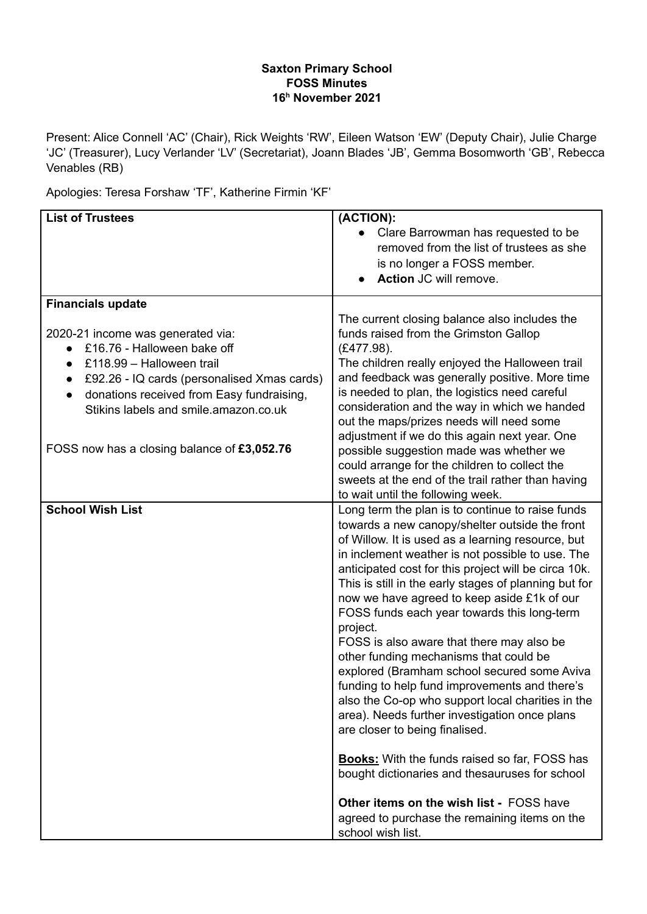**Saxton Primary School**
**FOSS Minutes**
**16h November 2021**

Present: Alice Connell 'AC' (Chair), Rick Weights 'RW', Eileen Watson 'EW' (Deputy Chair), Julie Charge 'JC' (Treasurer), Lucy Verlander 'LV' (Secretariat), Joann Blades 'JB', Gemma Bosomworth 'GB', Rebecca Venables (RB)

Apologies: Teresa Forshaw 'TF', Katherine Firmin 'KF'

| **List of Trustees** | **(ACTION):** <br>• Clare Barrowman has requested to be removed from the list of trustees as she is no longer a FOSS member. <br>• **Action** JC will remove. |
|---|---|
| **Financials update** <br><br>2020-21 income was generated via: <br>• £16.76 - Halloween bake off <br>• £118.99 – Halloween trail <br>• £92.26 - IQ cards (personalised Xmas cards) <br>• donations received from Easy fundraising, Stikins labels and smile.amazon.co.uk <br><br>FOSS now has a closing balance of **£3,052.76** | The current closing balance also includes the funds raised from the Grimston Gallop (£477.98). <br>The children really enjoyed the Halloween trail and feedback was generally positive. More time is needed to plan, the logistics need careful consideration and the way in which we handed out the maps/prizes needs will need some adjustment if we do this again next year. One possible suggestion made was whether we could arrange for the children to collect the sweets at the end of the trail rather than having to wait until the following week. |
| **School Wish List** | Long term the plan is to continue to raise funds towards a new canopy/shelter outside the front of Willow. It is used as a learning resource, but in inclement weather is not possible to use. The anticipated cost for this project will be circa 10k. This is still in the early stages of planning but for now we have agreed to keep aside £1k of our FOSS funds each year towards this long-term project. <br>FOSS is also aware that there may also be other funding mechanisms that could be explored (Bramham school secured some Aviva funding to help fund improvements and there's also the Co-op who support local charities in the area). Needs further investigation once plans are closer to being finalised. <br><br>**Books:** With the funds raised so far, FOSS has bought dictionaries and thesauruses for school <br><br>**Other items on the wish list -** FOSS have agreed to purchase the remaining items on the school wish list. |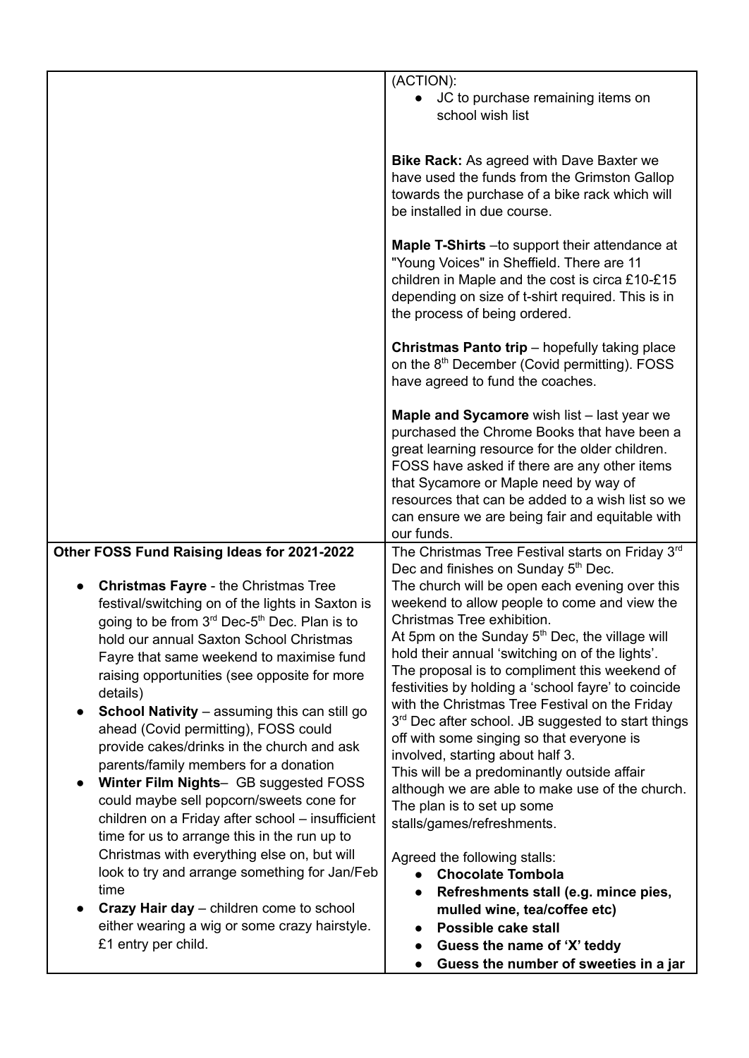| | |
|---|---|
| | (ACTION):<br>• JC to purchase remaining items on school wish list<br><br>**Bike Rack:** As agreed with Dave Baxter we have used the funds from the Grimston Gallop towards the purchase of a bike rack which will be installed in due course.<br><br>**Maple T-Shirts** –to support their attendance at "Young Voices" in Sheffield. There are 11 children in Maple and the cost is circa £10-£15 depending on size of t-shirt required. This is in the process of being ordered.<br><br>**Christmas Panto trip** – hopefully taking place on the 8th December (Covid permitting). FOSS have agreed to fund the coaches.<br><br>**Maple and Sycamore** wish list – last year we purchased the Chrome Books that have been a great learning resource for the older children. FOSS have asked if there are any other items that Sycamore or Maple need by way of resources that can be added to a wish list so we can ensure we are being fair and equitable with our funds. |
| **Other FOSS Fund Raising Ideas for 2021-2022**<br><br>• **Christmas Fayre** - the Christmas Tree festival/switching on of the lights in Saxton is going to be from 3rd Dec-5th Dec. Plan is to hold our annual Saxton School Christmas Fayre that same weekend to maximise fund raising opportunities (see opposite for more details)<br>• **School Nativity** – assuming this can still go ahead (Covid permitting), FOSS could provide cakes/drinks in the church and ask parents/family members for a donation<br>• **Winter Film Nights**– GB suggested FOSS could maybe sell popcorn/sweets cone for children on a Friday after school – insufficient time for us to arrange this in the run up to Christmas with everything else on, but will look to try and arrange something for Jan/Feb time<br>• **Crazy Hair day** – children come to school either wearing a wig or some crazy hairstyle. £1 entry per child. | The Christmas Tree Festival starts on Friday 3rd Dec and finishes on Sunday 5th Dec.<br>The church will be open each evening over this weekend to allow people to come and view the Christmas Tree exhibition.<br>At 5pm on the Sunday 5th Dec, the village will hold their annual 'switching on of the lights'.<br>The proposal is to compliment this weekend of festivities by holding a 'school fayre' to coincide with the Christmas Tree Festival on the Friday 3rd Dec after school. JB suggested to start things off with some singing so that everyone is involved, starting about half 3.<br>This will be a predominantly outside affair although we are able to make use of the church. The plan is to set up some stalls/games/refreshments.<br><br>Agreed the following stalls:<br>• **Chocolate Tombola**<br>• **Refreshments stall (e.g. mince pies, mulled wine, tea/coffee etc)**<br>• **Possible cake stall**<br>• **Guess the name of 'X' teddy**<br>• **Guess the number of sweeties in a jar** |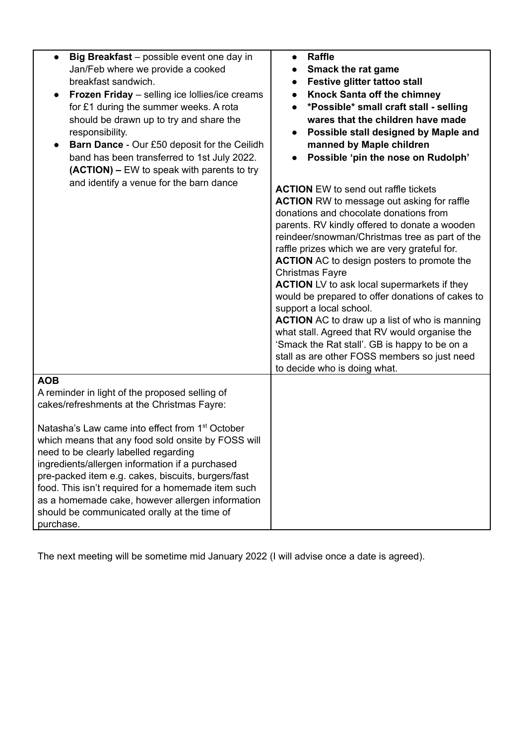| | |
|---|---|
| • **Big Breakfast** – possible event one day in Jan/Feb where we provide a cooked breakfast sandwich.<br>• **Frozen Friday** – selling ice lollies/ice creams for £1 during the summer weeks. A rota should be drawn up to try and share the responsibility.<br>• **Barn Dance** - Our £50 deposit for the Ceilidh band has been transferred to 1st July 2022. **(ACTION) –** EW to speak with parents to try and identify a venue for the barn dance | • **Raffle**<br>• **Smack the rat game**<br>• **Festive glitter tattoo stall**<br>• **Knock Santa off the chimney**<br>• ***Possible* small craft stall - selling wares that the children have made**<br>• **Possible stall designed by Maple and manned by Maple children**<br>• **Possible 'pin the nose on Rudolph'**<br><br>**ACTION** EW to send out raffle tickets<br>**ACTION** RW to message out asking for raffle donations and chocolate donations from parents. RV kindly offered to donate a wooden reindeer/snowman/Christmas tree as part of the raffle prizes which we are very grateful for.<br>**ACTION** AC to design posters to promote the Christmas Fayre<br>**ACTION** LV to ask local supermarkets if they would be prepared to offer donations of cakes to support a local school.<br>**ACTION** AC to draw up a list of who is manning what stall. Agreed that RV would organise the 'Smack the Rat stall'. GB is happy to be on a stall as are other FOSS members so just need to decide who is doing what. |
| **AOB**<br>A reminder in light of the proposed selling of cakes/refreshments at the Christmas Fayre:<br><br>Natasha's Law came into effect from 1st October which means that any food sold onsite by FOSS will need to be clearly labelled regarding ingredients/allergen information if a purchased pre-packed item e.g. cakes, biscuits, burgers/fast food. This isn't required for a homemade item such as a homemade cake, however allergen information should be communicated orally at the time of purchase. | |

The next meeting will be sometime mid January 2022 (I will advise once a date is agreed).